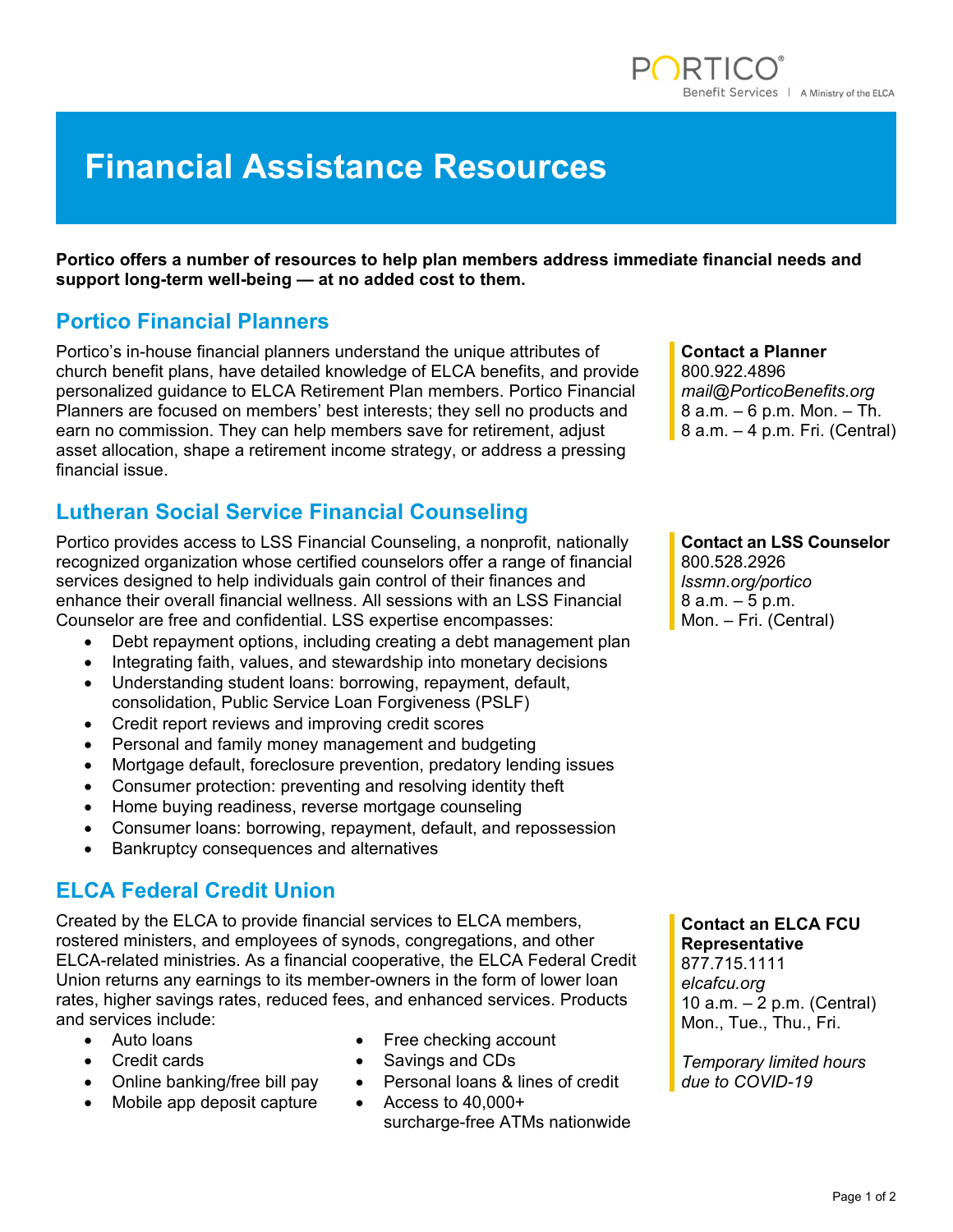# Financial Assistance Resources

**Portico offers a number of resources to help plan members address immediate financial needs and support long-term well-being — at no added cost to them.**

## Portico Financial Planners

Portico's in-house financial planners understand the unique attributes of church benefit plans, have detailed knowledge of ELCA benefits, and provide personalized guidance to ELCA Retirement Plan members. Portico Financial Planners are focused on members' best interests; they sell no products and earn no commission. They can help members save for retirement, adjust asset allocation, shape a retirement income strategy, or address a pressing financial issue.

**Contact a Planner**
800.922.4896
*mail@PorticoBenefits.org*
8 a.m. – 6 p.m. Mon. – Th.
8 a.m. – 4 p.m. Fri. (Central)

## Lutheran Social Service Financial Counseling

Portico provides access to LSS Financial Counseling, a nonprofit, nationally recognized organization whose certified counselors offer a range of financial services designed to help individuals gain control of their finances and enhance their overall financial wellness. All sessions with an LSS Financial Counselor are free and confidential. LSS expertise encompasses:

- Debt repayment options, including creating a debt management plan
- Integrating faith, values, and stewardship into monetary decisions
- Understanding student loans: borrowing, repayment, default, consolidation, Public Service Loan Forgiveness (PSLF)
- Credit report reviews and improving credit scores
- Personal and family money management and budgeting
- Mortgage default, foreclosure prevention, predatory lending issues
- Consumer protection: preventing and resolving identity theft
- Home buying readiness, reverse mortgage counseling
- Consumer loans: borrowing, repayment, default, and repossession
- Bankruptcy consequences and alternatives

**Contact an LSS Counselor**
800.528.2926
*lssmn.org/portico*
8 a.m. – 5 p.m.
Mon. – Fri. (Central)

## ELCA Federal Credit Union

Created by the ELCA to provide financial services to ELCA members, rostered ministers, and employees of synods, congregations, and other ELCA-related ministries. As a financial cooperative, the ELCA Federal Credit Union returns any earnings to its member-owners in the form of lower loan rates, higher savings rates, reduced fees, and enhanced services. Products and services include:

- Auto loans
- Credit cards
- Online banking/free bill pay
- Mobile app deposit capture
- Free checking account
- Savings and CDs
- Personal loans & lines of credit
- Access to 40,000+ surcharge-free ATMs nationwide

**Contact an ELCA FCU Representative**
877.715.1111
*elcafcu.org*
10 a.m. – 2 p.m. (Central)
Mon., Tue., Thu., Fri.

*Temporary limited hours due to COVID-19*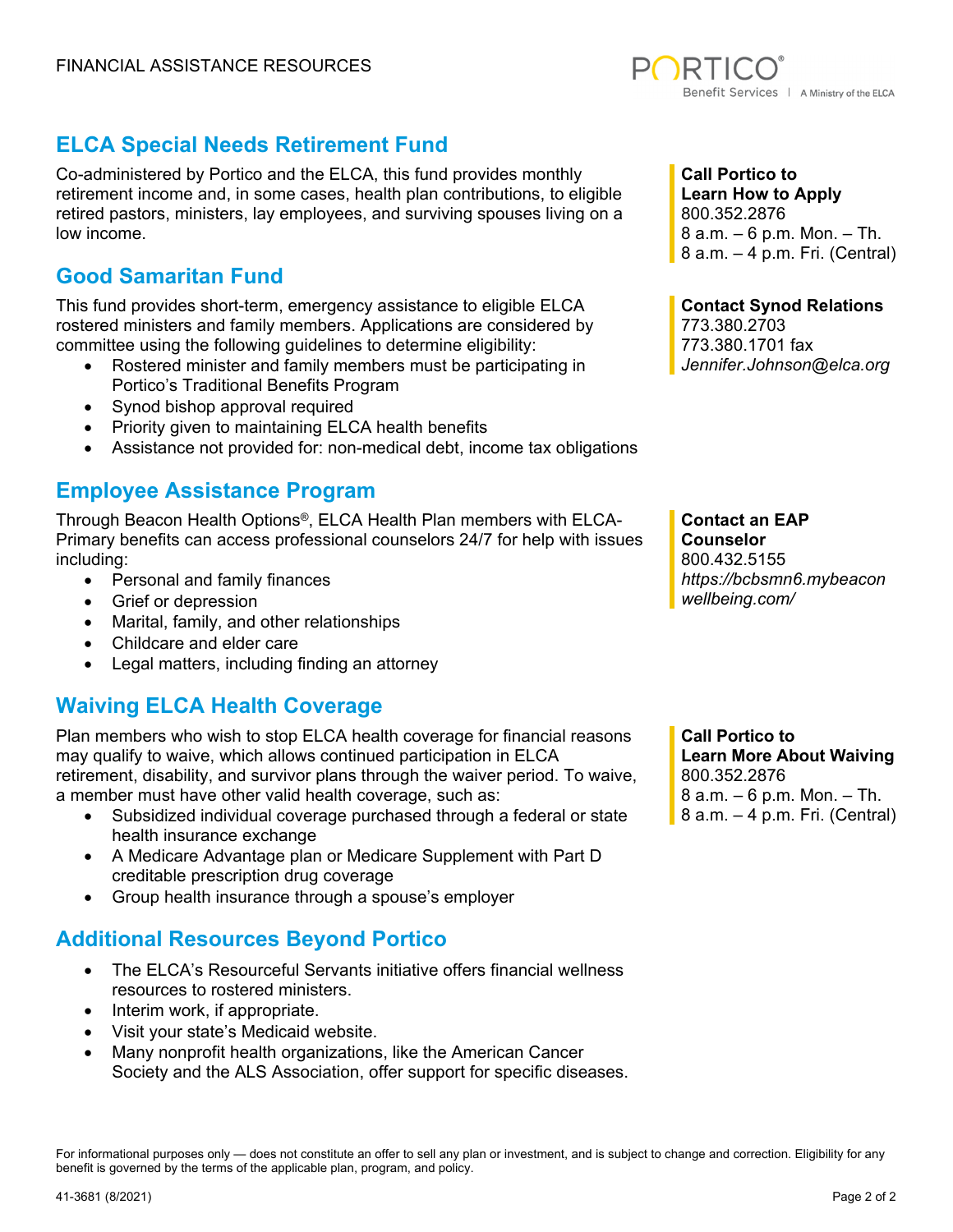FINANCIAL ASSISTANCE RESOURCES

## ELCA Special Needs Retirement Fund

Co-administered by Portico and the ELCA, this fund provides monthly retirement income and, in some cases, health plan contributions, to eligible retired pastors, ministers, lay employees, and surviving spouses living on a low income.

**Call Portico to Learn How to Apply**
800.352.2876
8 a.m. – 6 p.m. Mon. – Th.
8 a.m. – 4 p.m. Fri. (Central)

## Good Samaritan Fund

This fund provides short-term, emergency assistance to eligible ELCA rostered ministers and family members. Applications are considered by committee using the following guidelines to determine eligibility:

- Rostered minister and family members must be participating in Portico's Traditional Benefits Program
- Synod bishop approval required
- Priority given to maintaining ELCA health benefits
- Assistance not provided for: non-medical debt, income tax obligations

**Contact Synod Relations**
773.380.2703
773.380.1701 fax
*Jennifer.Johnson@elca.org*

## Employee Assistance Program

Through Beacon Health Options®, ELCA Health Plan members with ELCA-Primary benefits can access professional counselors 24/7 for help with issues including:

- Personal and family finances
- Grief or depression
- Marital, family, and other relationships
- Childcare and elder care
- Legal matters, including finding an attorney

**Contact an EAP Counselor**
800.432.5155
*https://bcbsmn6.mybeaconwellbeing.com/*

## Waiving ELCA Health Coverage

Plan members who wish to stop ELCA health coverage for financial reasons may qualify to waive, which allows continued participation in ELCA retirement, disability, and survivor plans through the waiver period. To waive, a member must have other valid health coverage, such as:

- Subsidized individual coverage purchased through a federal or state health insurance exchange
- A Medicare Advantage plan or Medicare Supplement with Part D creditable prescription drug coverage
- Group health insurance through a spouse's employer

**Call Portico to Learn More About Waiving**
800.352.2876
8 a.m. – 6 p.m. Mon. – Th.
8 a.m. – 4 p.m. Fri. (Central)

## Additional Resources Beyond Portico

- The ELCA's Resourceful Servants initiative offers financial wellness resources to rostered ministers.
- Interim work, if appropriate.
- Visit your state's Medicaid website.
- Many nonprofit health organizations, like the American Cancer Society and the ALS Association, offer support for specific diseases.

For informational purposes only — does not constitute an offer to sell any plan or investment, and is subject to change and correction. Eligibility for any benefit is governed by the terms of the applicable plan, program, and policy.

41-3681 (8/2021)